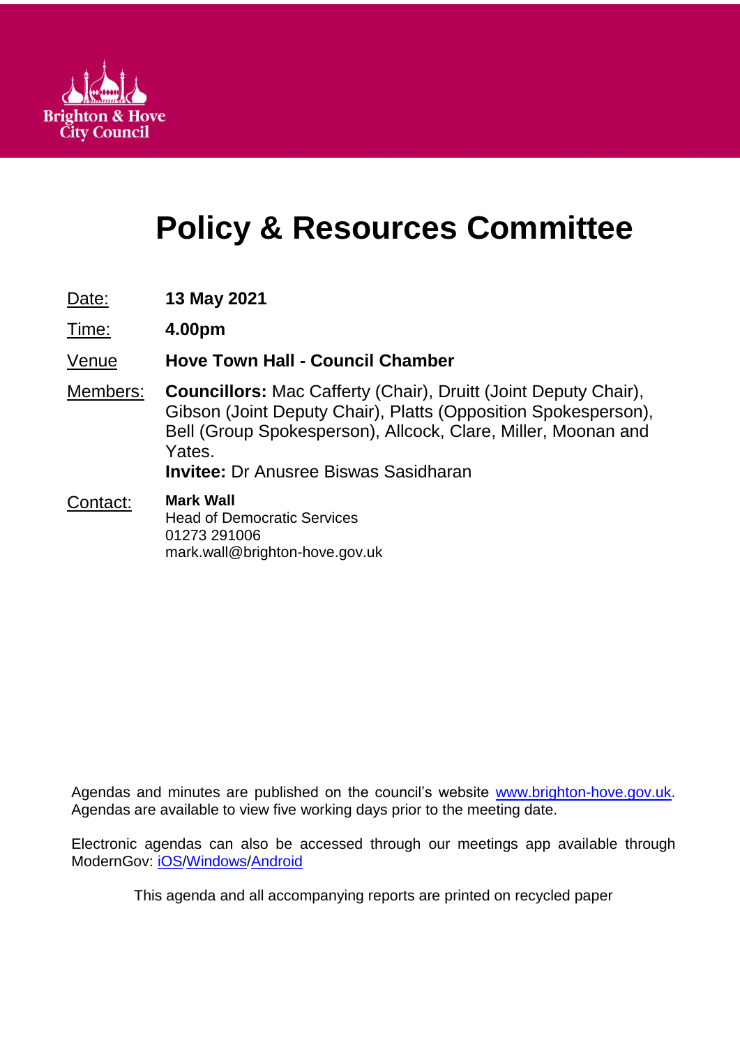Brighton & Hove City Council

# Policy & Resources Committee

| | |
|---|---|
| Date: | **13 May 2021** |
| Time: | **4.00pm** |
| Venue | **Hove Town Hall - Council Chamber** |
| Members: | **Councillors:** Mac Cafferty (Chair), Druitt (Joint Deputy Chair), Gibson (Joint Deputy Chair), Platts (Opposition Spokesperson), Bell (Group Spokesperson), Allcock, Clare, Miller, Moonan and Yates.<br>**Invitee:** Dr Anusree Biswas Sasidharan |
| Contact: | **Mark Wall**<br>Head of Democratic Services<br>01273 291006<br>mark.wall@brighton-hove.gov.uk |

Agendas and minutes are published on the council's website [www.brighton-hove.gov.uk](http://www.brighton-hove.gov.uk). Agendas are available to view five working days prior to the meeting date.

Electronic agendas can also be accessed through our meetings app available through ModernGov: iOS/Windows/Android

This agenda and all accompanying reports are printed on recycled paper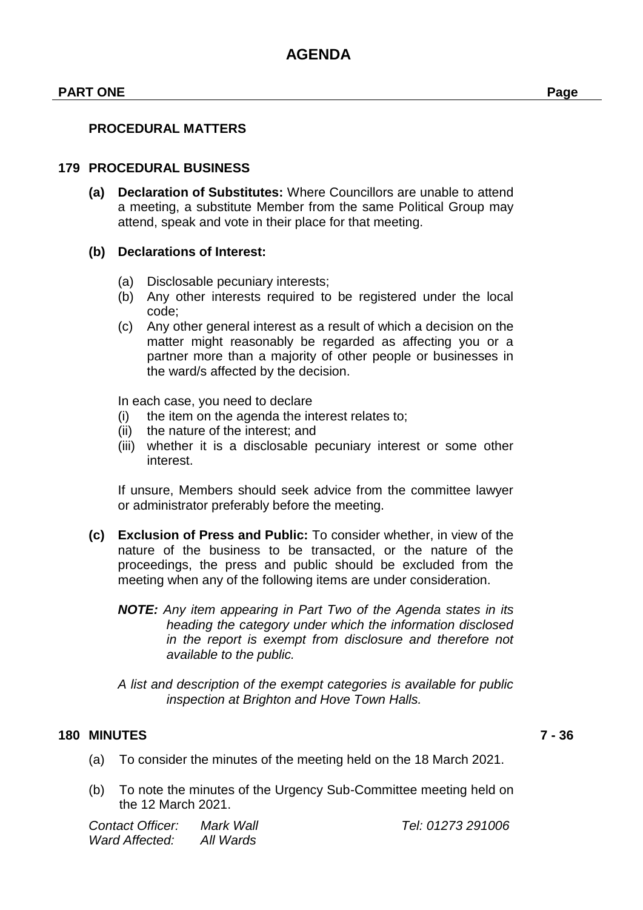# AGENDA

**PART ONE** **Page**

**PROCEDURAL MATTERS**

**179 PROCEDURAL BUSINESS**

**(a) Declaration of Substitutes:** Where Councillors are unable to attend a meeting, a substitute Member from the same Political Group may attend, speak and vote in their place for that meeting.

**(b) Declarations of Interest:**

(a) Disclosable pecuniary interests;
(b) Any other interests required to be registered under the local code;
(c) Any other general interest as a result of which a decision on the matter might reasonably be regarded as affecting you or a partner more than a majority of other people or businesses in the ward/s affected by the decision.

In each case, you need to declare
(i) the item on the agenda the interest relates to;
(ii) the nature of the interest; and
(iii) whether it is a disclosable pecuniary interest or some other interest.

If unsure, Members should seek advice from the committee lawyer or administrator preferably before the meeting.

**(c) Exclusion of Press and Public:** To consider whether, in view of the nature of the business to be transacted, or the nature of the proceedings, the press and public should be excluded from the meeting when any of the following items are under consideration.

***NOTE:*** *Any item appearing in Part Two of the Agenda states in its heading the category under which the information disclosed in the report is exempt from disclosure and therefore not available to the public.*

*A list and description of the exempt categories is available for public inspection at Brighton and Hove Town Halls.*

**180 MINUTES** **7 - 36**

(a) To consider the minutes of the meeting held on the 18 March 2021.

(b) To note the minutes of the Urgency Sub-Committee meeting held on the 12 March 2021.

*Contact Officer:* *Mark Wall* *Tel: 01273 291006*
*Ward Affected:* *All Wards*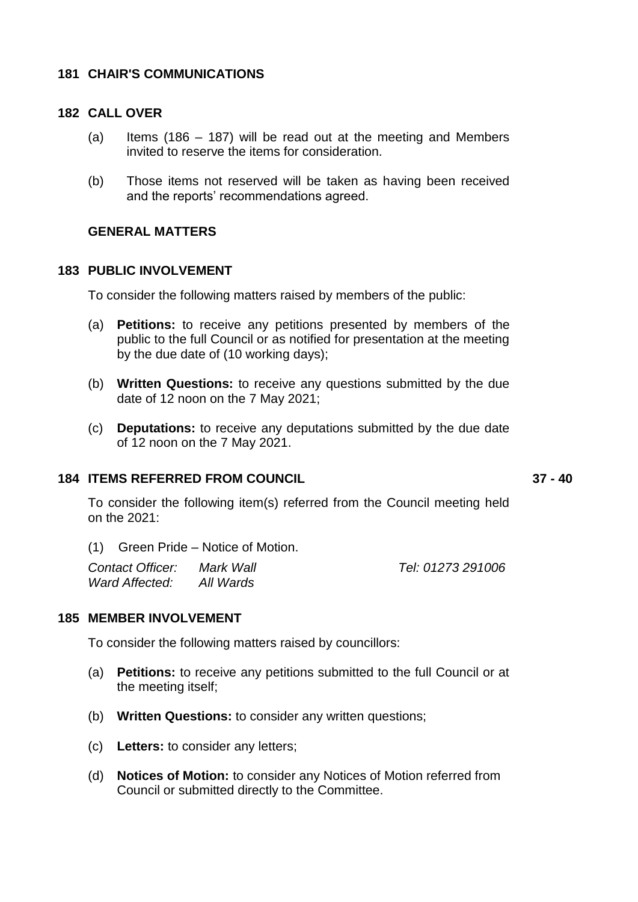## 181 CHAIR'S COMMUNICATIONS

## 182 CALL OVER

(a) Items (186 – 187) will be read out at the meeting and Members invited to reserve the items for consideration.

(b) Those items not reserved will be taken as having been received and the reports' recommendations agreed.

### GENERAL MATTERS

## 183 PUBLIC INVOLVEMENT

To consider the following matters raised by members of the public:

(a) **Petitions:** to receive any petitions presented by members of the public to the full Council or as notified for presentation at the meeting by the due date of (10 working days);

(b) **Written Questions:** to receive any questions submitted by the due date of 12 noon on the 7 May 2021;

(c) **Deputations:** to receive any deputations submitted by the due date of 12 noon on the 7 May 2021.

## 184 ITEMS REFERRED FROM COUNCIL — 37 - 40

To consider the following item(s) referred from the Council meeting held on the 2021:

(1) Green Pride – Notice of Motion.

*Contact Officer:* *Mark Wall* *Tel: 01273 291006*
*Ward Affected:* *All Wards*

## 185 MEMBER INVOLVEMENT

To consider the following matters raised by councillors:

(a) **Petitions:** to receive any petitions submitted to the full Council or at the meeting itself;

(b) **Written Questions:** to consider any written questions;

(c) **Letters:** to consider any letters;

(d) **Notices of Motion:** to consider any Notices of Motion referred from Council or submitted directly to the Committee.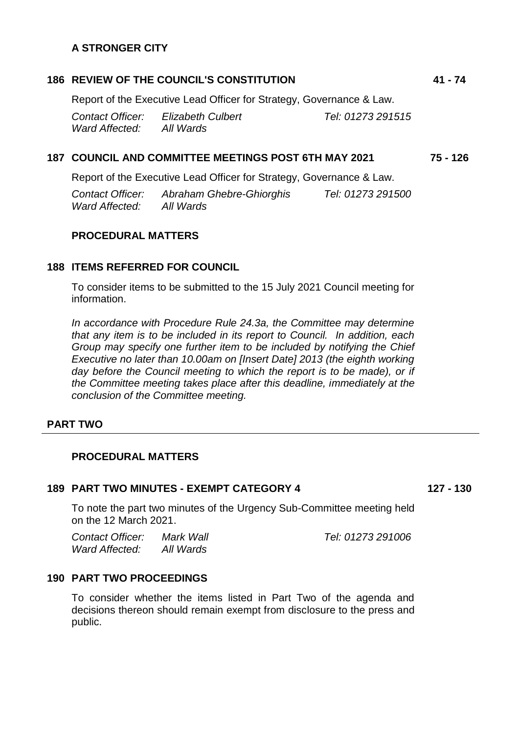## A STRONGER CITY

### 186 REVIEW OF THE COUNCIL'S CONSTITUTION — 41 - 74

Report of the Executive Lead Officer for Strategy, Governance & Law.

*Contact Officer:* *Elizabeth Culbert* *Tel: 01273 291515*
*Ward Affected:* *All Wards*

### 187 COUNCIL AND COMMITTEE MEETINGS POST 6TH MAY 2021 — 75 - 126

Report of the Executive Lead Officer for Strategy, Governance & Law.

*Contact Officer:* *Abraham Ghebre-Ghiorghis* *Tel: 01273 291500*
*Ward Affected:* *All Wards*

## PROCEDURAL MATTERS

### 188 ITEMS REFERRED FOR COUNCIL

To consider items to be submitted to the 15 July 2021 Council meeting for information.

*In accordance with Procedure Rule 24.3a, the Committee may determine that any item is to be included in its report to Council. In addition, each Group may specify one further item to be included by notifying the Chief Executive no later than 10.00am on [Insert Date] 2013 (the eighth working day before the Council meeting to which the report is to be made), or if the Committee meeting takes place after this deadline, immediately at the conclusion of the Committee meeting.*

# PART TWO

## PROCEDURAL MATTERS

### 189 PART TWO MINUTES - EXEMPT CATEGORY 4 — 127 - 130

To note the part two minutes of the Urgency Sub-Committee meeting held on the 12 March 2021.

*Contact Officer:* *Mark Wall* *Tel: 01273 291006*
*Ward Affected:* *All Wards*

### 190 PART TWO PROCEEDINGS

To consider whether the items listed in Part Two of the agenda and decisions thereon should remain exempt from disclosure to the press and public.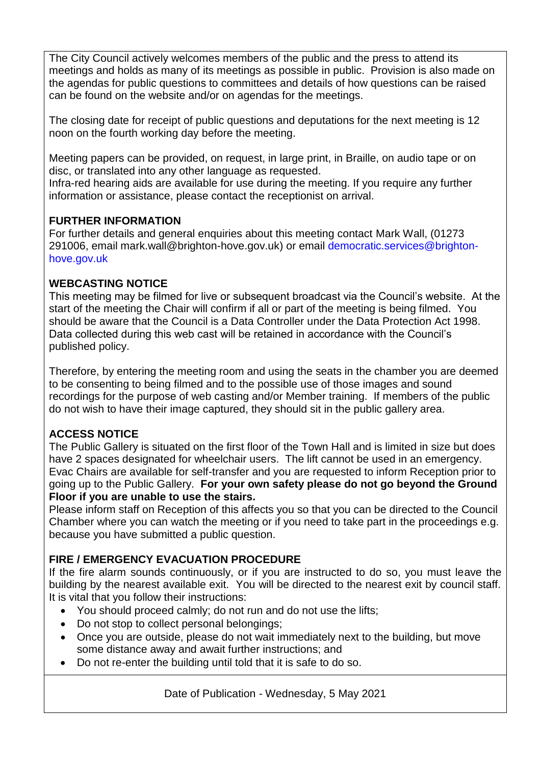The City Council actively welcomes members of the public and the press to attend its meetings and holds as many of its meetings as possible in public. Provision is also made on the agendas for public questions to committees and details of how questions can be raised can be found on the website and/or on agendas for the meetings.

The closing date for receipt of public questions and deputations for the next meeting is 12 noon on the fourth working day before the meeting.

Meeting papers can be provided, on request, in large print, in Braille, on audio tape or on disc, or translated into any other language as requested.
Infra-red hearing aids are available for use during the meeting. If you require any further information or assistance, please contact the receptionist on arrival.

**FURTHER INFORMATION**

For further details and general enquiries about this meeting contact Mark Wall, (01273 291006, email mark.wall@brighton-hove.gov.uk) or email democratic.services@brighton-hove.gov.uk

**WEBCASTING NOTICE**

This meeting may be filmed for live or subsequent broadcast via the Council's website. At the start of the meeting the Chair will confirm if all or part of the meeting is being filmed. You should be aware that the Council is a Data Controller under the Data Protection Act 1998. Data collected during this web cast will be retained in accordance with the Council's published policy.

Therefore, by entering the meeting room and using the seats in the chamber you are deemed to be consenting to being filmed and to the possible use of those images and sound recordings for the purpose of web casting and/or Member training. If members of the public do not wish to have their image captured, they should sit in the public gallery area.

**ACCESS NOTICE**

The Public Gallery is situated on the first floor of the Town Hall and is limited in size but does have 2 spaces designated for wheelchair users. The lift cannot be used in an emergency. Evac Chairs are available for self-transfer and you are requested to inform Reception prior to going up to the Public Gallery. **For your own safety please do not go beyond the Ground Floor if you are unable to use the stairs.**
Please inform staff on Reception of this affects you so that you can be directed to the Council Chamber where you can watch the meeting or if you need to take part in the proceedings e.g. because you have submitted a public question.

**FIRE / EMERGENCY EVACUATION PROCEDURE**

If the fire alarm sounds continuously, or if you are instructed to do so, you must leave the building by the nearest available exit. You will be directed to the nearest exit by council staff. It is vital that you follow their instructions:

- You should proceed calmly; do not run and do not use the lifts;
- Do not stop to collect personal belongings;
- Once you are outside, please do not wait immediately next to the building, but move some distance away and await further instructions; and
- Do not re-enter the building until told that it is safe to do so.

Date of Publication - Wednesday, 5 May 2021